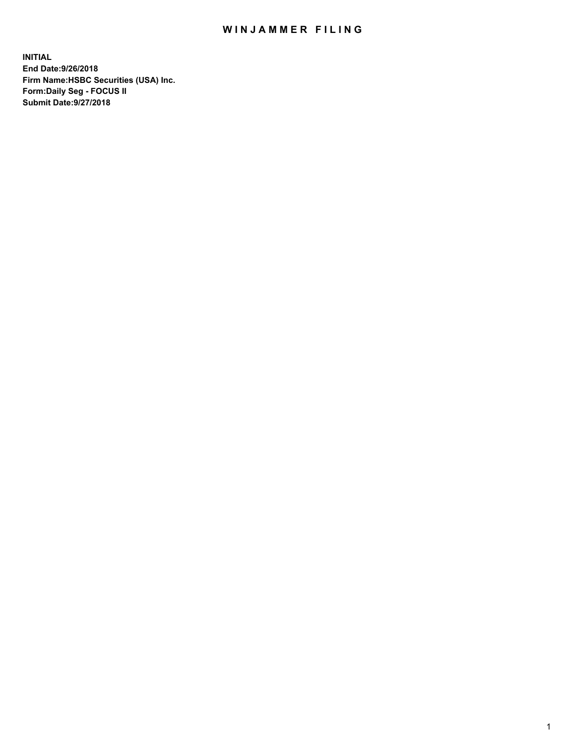# WINJAMMER FILING

**INITIAL**
**End Date:9/26/2018**
**Firm Name:HSBC Securities (USA) Inc.**
**Form:Daily Seg - FOCUS II**
**Submit Date:9/27/2018**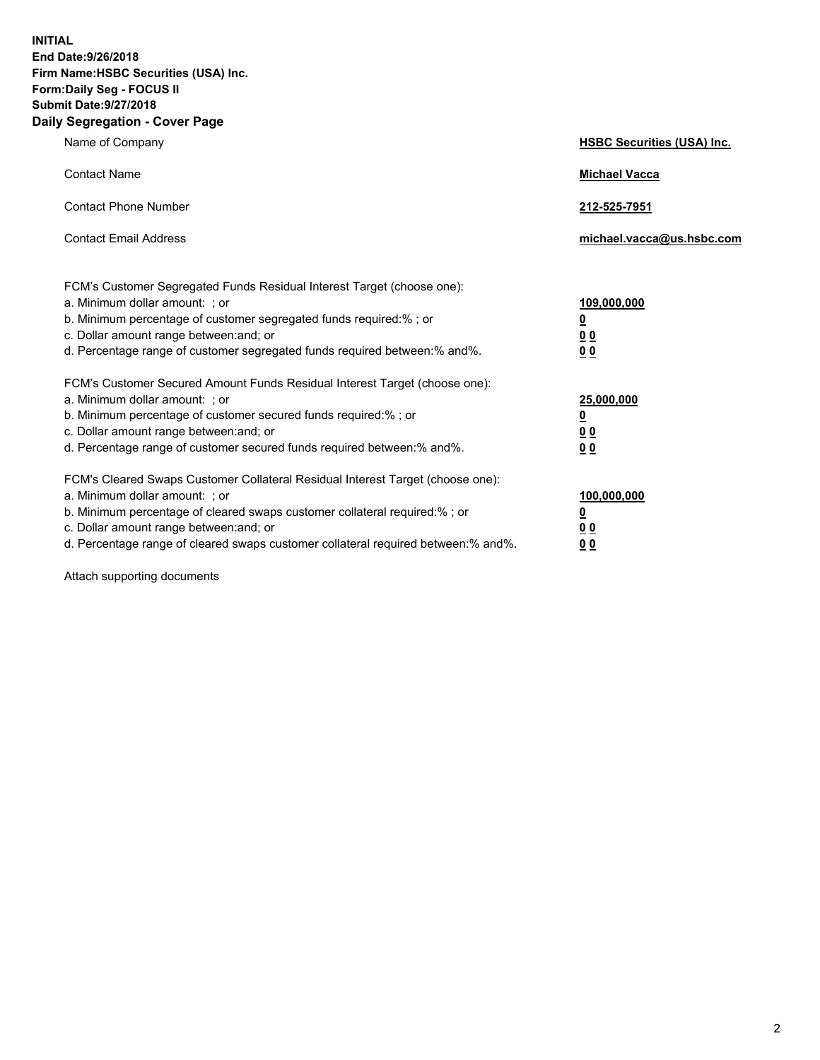**INITIAL**
**End Date:9/26/2018**
**Firm Name:HSBC Securities (USA) Inc.**
**Form:Daily Seg - FOCUS II**
**Submit Date:9/27/2018**

## Daily Segregation - Cover Page

| | |
|---|---|
| Name of Company | **HSBC Securities (USA) Inc.** |
| Contact Name | **Michael Vacca** |
| Contact Phone Number | **212-525-7951** |
| Contact Email Address | **michael.vacca@us.hsbc.com** |

FCM's Customer Segregated Funds Residual Interest Target (choose one):

| | |
|---|---|
| a. Minimum dollar amount: ; or | **109,000,000** |
| b. Minimum percentage of customer segregated funds required:% ; or | **0** |
| c. Dollar amount range between:and; or | **0 0** |
| d. Percentage range of customer segregated funds required between:% and%. | **0 0** |

FCM's Customer Secured Amount Funds Residual Interest Target (choose one):

| | |
|---|---|
| a. Minimum dollar amount: ; or | **25,000,000** |
| b. Minimum percentage of customer secured funds required:% ; or | **0** |
| c. Dollar amount range between:and; or | **0 0** |
| d. Percentage range of customer secured funds required between:% and%. | **0 0** |

FCM's Cleared Swaps Customer Collateral Residual Interest Target (choose one):

| | |
|---|---|
| a. Minimum dollar amount: ; or | **100,000,000** |
| b. Minimum percentage of cleared swaps customer collateral required:% ; or | **0** |
| c. Dollar amount range between:and; or | **0 0** |
| d. Percentage range of cleared swaps customer collateral required between:% and%. | **0 0** |

Attach supporting documents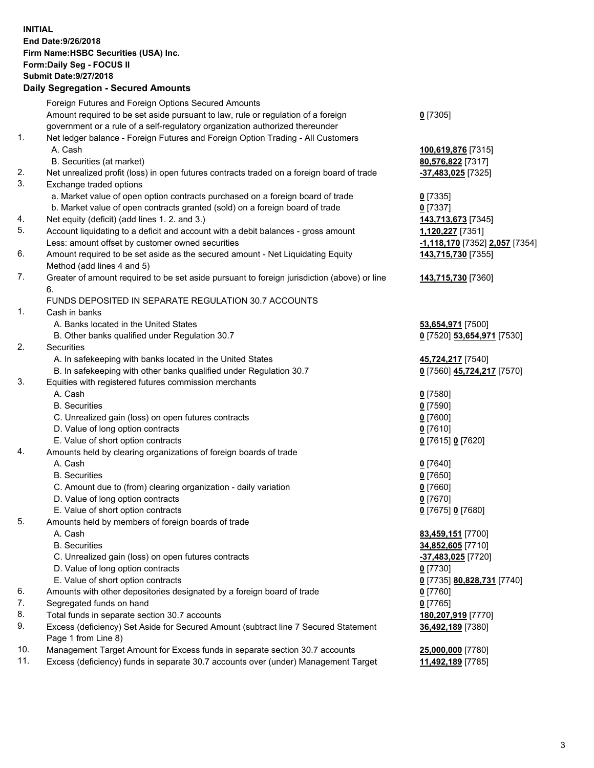**INITIAL**
**End Date:9/26/2018**
**Firm Name:HSBC Securities (USA) Inc.**
**Form:Daily Seg - FOCUS II**
**Submit Date:9/27/2018**

**Daily Segregation - Secured Amounts**

| | | |
|---|---|---|
| | Foreign Futures and Foreign Options Secured Amounts | |
| | Amount required to be set aside pursuant to law, rule or regulation of a foreign government or a rule of a self-regulatory organization authorized thereunder | **0** [7305] |
| 1. | Net ledger balance - Foreign Futures and Foreign Option Trading - All Customers | |
| | A. Cash | **100,619,876** [7315] |
| | B. Securities (at market) | **80,576,822** [7317] |
| 2. | Net unrealized profit (loss) in open futures contracts traded on a foreign board of trade | **-37,483,025** [7325] |
| 3. | Exchange traded options | |
| | a. Market value of open option contracts purchased on a foreign board of trade | **0** [7335] |
| | b. Market value of open contracts granted (sold) on a foreign board of trade | **0** [7337] |
| 4. | Net equity (deficit) (add lines 1. 2. and 3.) | **143,713,673** [7345] |
| 5. | Account liquidating to a deficit and account with a debit balances - gross amount | **1,120,227** [7351] |
| | Less: amount offset by customer owned securities | **-1,118,170** [7352] **2,057** [7354] |
| 6. | Amount required to be set aside as the secured amount - Net Liquidating Equity Method (add lines 4 and 5) | **143,715,730** [7355] |
| 7. | Greater of amount required to be set aside pursuant to foreign jurisdiction (above) or line 6. | **143,715,730** [7360] |
| | FUNDS DEPOSITED IN SEPARATE REGULATION 30.7 ACCOUNTS | |
| 1. | Cash in banks | |
| | A. Banks located in the United States | **53,654,971** [7500] |
| | B. Other banks qualified under Regulation 30.7 | **0** [7520] **53,654,971** [7530] |
| 2. | Securities | |
| | A. In safekeeping with banks located in the United States | **45,724,217** [7540] |
| | B. In safekeeping with other banks qualified under Regulation 30.7 | **0** [7560] **45,724,217** [7570] |
| 3. | Equities with registered futures commission merchants | |
| | A. Cash | **0** [7580] |
| | B. Securities | **0** [7590] |
| | C. Unrealized gain (loss) on open futures contracts | **0** [7600] |
| | D. Value of long option contracts | **0** [7610] |
| | E. Value of short option contracts | **0** [7615] **0** [7620] |
| 4. | Amounts held by clearing organizations of foreign boards of trade | |
| | A. Cash | **0** [7640] |
| | B. Securities | **0** [7650] |
| | C. Amount due to (from) clearing organization - daily variation | **0** [7660] |
| | D. Value of long option contracts | **0** [7670] |
| | E. Value of short option contracts | **0** [7675] **0** [7680] |
| 5. | Amounts held by members of foreign boards of trade | |
| | A. Cash | **83,459,151** [7700] |
| | B. Securities | **34,852,605** [7710] |
| | C. Unrealized gain (loss) on open futures contracts | **-37,483,025** [7720] |
| | D. Value of long option contracts | **0** [7730] |
| | E. Value of short option contracts | **0** [7735] **80,828,731** [7740] |
| 6. | Amounts with other depositories designated by a foreign board of trade | **0** [7760] |
| 7. | Segregated funds on hand | **0** [7765] |
| 8. | Total funds in separate section 30.7 accounts | **180,207,919** [7770] |
| 9. | Excess (deficiency) Set Aside for Secured Amount (subtract line 7 Secured Statement Page 1 from Line 8) | **36,492,189** [7380] |
| 10. | Management Target Amount for Excess funds in separate section 30.7 accounts | **25,000,000** [7780] |
| 11. | Excess (deficiency) funds in separate 30.7 accounts over (under) Management Target | **11,492,189** [7785] |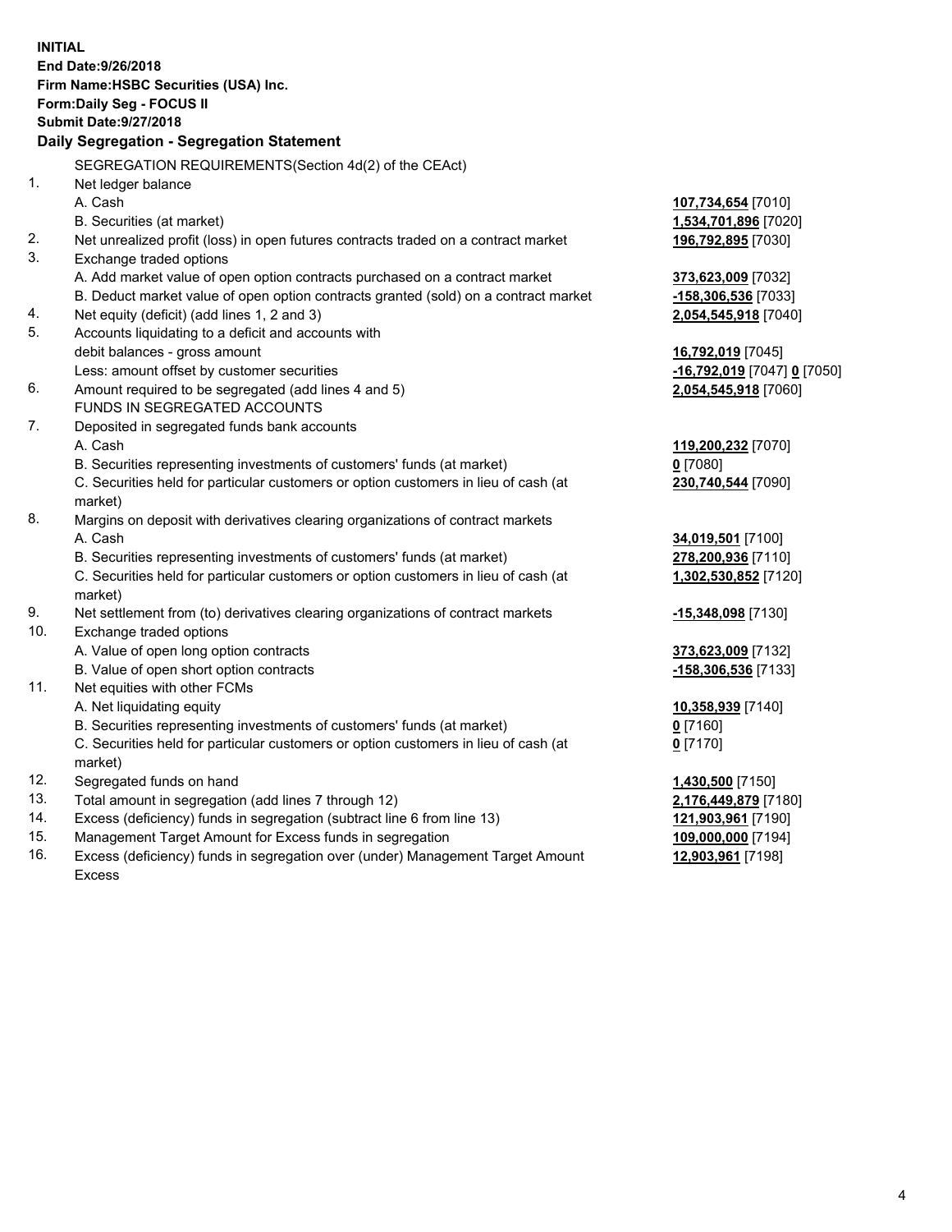**INITIAL**
**End Date:9/26/2018**
**Firm Name:HSBC Securities (USA) Inc.**
**Form:Daily Seg - FOCUS II**
**Submit Date:9/27/2018**

### Daily Segregation - Segregation Statement

SEGREGATION REQUIREMENTS(Section 4d(2) of the CEAct)

| | | |
|---|---|---|
| 1. | Net ledger balance | |
| | A. Cash | **107,734,654** [7010] |
| | B. Securities (at market) | **1,534,701,896** [7020] |
| 2. | Net unrealized profit (loss) in open futures contracts traded on a contract market | **196,792,895** [7030] |
| 3. | Exchange traded options | |
| | A. Add market value of open option contracts purchased on a contract market | **373,623,009** [7032] |
| | B. Deduct market value of open option contracts granted (sold) on a contract market | **-158,306,536** [7033] |
| 4. | Net equity (deficit) (add lines 1, 2 and 3) | **2,054,545,918** [7040] |
| 5. | Accounts liquidating to a deficit and accounts with debit balances - gross amount | **16,792,019** [7045] |
| | Less: amount offset by customer securities | **-16,792,019** [7047] **0** [7050] |
| 6. | Amount required to be segregated (add lines 4 and 5) | **2,054,545,918** [7060] |
| | FUNDS IN SEGREGATED ACCOUNTS | |
| 7. | Deposited in segregated funds bank accounts | |
| | A. Cash | **119,200,232** [7070] |
| | B. Securities representing investments of customers' funds (at market) | **0** [7080] |
| | C. Securities held for particular customers or option customers in lieu of cash (at market) | **230,740,544** [7090] |
| 8. | Margins on deposit with derivatives clearing organizations of contract markets | |
| | A. Cash | **34,019,501** [7100] |
| | B. Securities representing investments of customers' funds (at market) | **278,200,936** [7110] |
| | C. Securities held for particular customers or option customers in lieu of cash (at market) | **1,302,530,852** [7120] |
| 9. | Net settlement from (to) derivatives clearing organizations of contract markets | **-15,348,098** [7130] |
| 10. | Exchange traded options | |
| | A. Value of open long option contracts | **373,623,009** [7132] |
| | B. Value of open short option contracts | **-158,306,536** [7133] |
| 11. | Net equities with other FCMs | |
| | A. Net liquidating equity | **10,358,939** [7140] |
| | B. Securities representing investments of customers' funds (at market) | **0** [7160] |
| | C. Securities held for particular customers or option customers in lieu of cash (at market) | **0** [7170] |
| 12. | Segregated funds on hand | **1,430,500** [7150] |
| 13. | Total amount in segregation (add lines 7 through 12) | **2,176,449,879** [7180] |
| 14. | Excess (deficiency) funds in segregation (subtract line 6 from line 13) | **121,903,961** [7190] |
| 15. | Management Target Amount for Excess funds in segregation | **109,000,000** [7194] |
| 16. | Excess (deficiency) funds in segregation over (under) Management Target Amount Excess | **12,903,961** [7198] |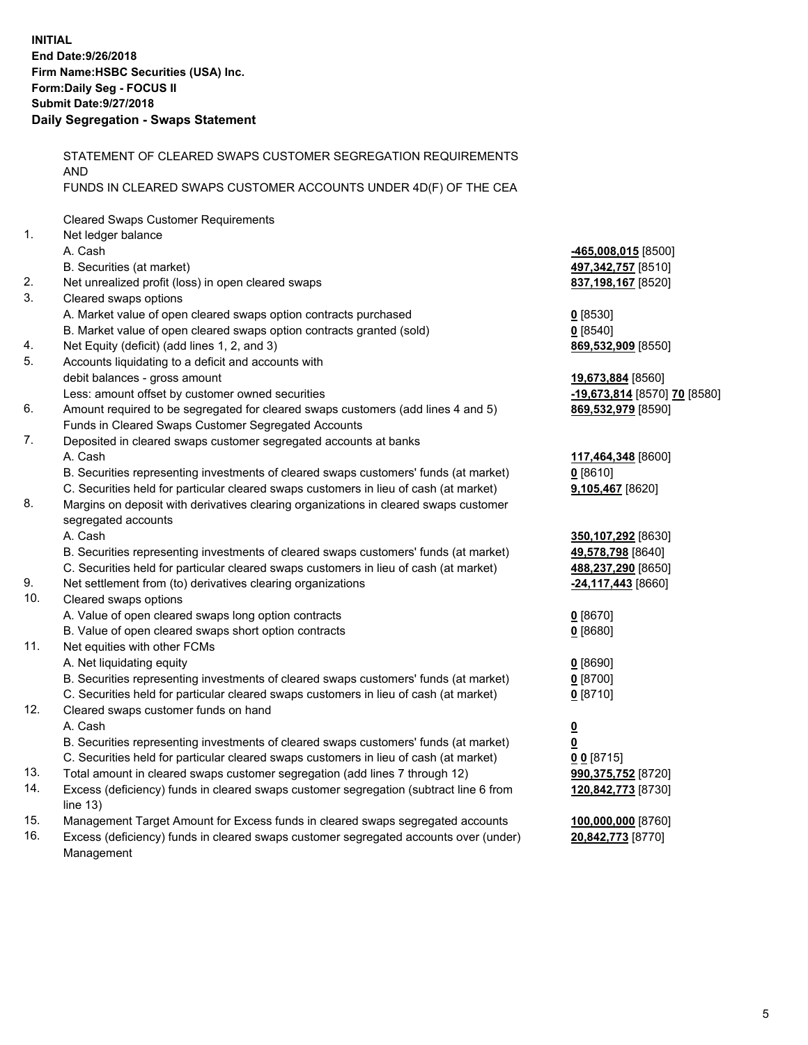**INITIAL**
**End Date:9/26/2018**
**Firm Name:HSBC Securities (USA) Inc.**
**Form:Daily Seg - FOCUS II**
**Submit Date:9/27/2018**
**Daily Segregation - Swaps Statement**

STATEMENT OF CLEARED SWAPS CUSTOMER SEGREGATION REQUIREMENTS AND FUNDS IN CLEARED SWAPS CUSTOMER ACCOUNTS UNDER 4D(F) OF THE CEA

| | | |
|---|---|---|
| | Cleared Swaps Customer Requirements | |
| 1. | Net ledger balance | |
| | A. Cash | **-465,008,015** [8500] |
| | B. Securities (at market) | **497,342,757** [8510] |
| 2. | Net unrealized profit (loss) in open cleared swaps | **837,198,167** [8520] |
| 3. | Cleared swaps options | |
| | A. Market value of open cleared swaps option contracts purchased | **0** [8530] |
| | B. Market value of open cleared swaps option contracts granted (sold) | **0** [8540] |
| 4. | Net Equity (deficit) (add lines 1, 2, and 3) | **869,532,909** [8550] |
| 5. | Accounts liquidating to a deficit and accounts with | |
| | debit balances - gross amount | **19,673,884** [8560] |
| | Less: amount offset by customer owned securities | **-19,673,814** [8570] **70** [8580] |
| 6. | Amount required to be segregated for cleared swaps customers (add lines 4 and 5) | **869,532,979** [8590] |
| | Funds in Cleared Swaps Customer Segregated Accounts | |
| 7. | Deposited in cleared swaps customer segregated accounts at banks | |
| | A. Cash | **117,464,348** [8600] |
| | B. Securities representing investments of cleared swaps customers' funds (at market) | **0** [8610] |
| | C. Securities held for particular cleared swaps customers in lieu of cash (at market) | **9,105,467** [8620] |
| 8. | Margins on deposit with derivatives clearing organizations in cleared swaps customer segregated accounts | |
| | A. Cash | **350,107,292** [8630] |
| | B. Securities representing investments of cleared swaps customers' funds (at market) | **49,578,798** [8640] |
| | C. Securities held for particular cleared swaps customers in lieu of cash (at market) | **488,237,290** [8650] |
| 9. | Net settlement from (to) derivatives clearing organizations | **-24,117,443** [8660] |
| 10. | Cleared swaps options | |
| | A. Value of open cleared swaps long option contracts | **0** [8670] |
| | B. Value of open cleared swaps short option contracts | **0** [8680] |
| 11. | Net equities with other FCMs | |
| | A. Net liquidating equity | **0** [8690] |
| | B. Securities representing investments of cleared swaps customers' funds (at market) | **0** [8700] |
| | C. Securities held for particular cleared swaps customers in lieu of cash (at market) | **0** [8710] |
| 12. | Cleared swaps customer funds on hand | |
| | A. Cash | **0** |
| | B. Securities representing investments of cleared swaps customers' funds (at market) | **0** |
| | C. Securities held for particular cleared swaps customers in lieu of cash (at market) | **0** **0** [8715] |
| 13. | Total amount in cleared swaps customer segregation (add lines 7 through 12) | **990,375,752** [8720] |
| 14. | Excess (deficiency) funds in cleared swaps customer segregation (subtract line 6 from line 13) | **120,842,773** [8730] |
| 15. | Management Target Amount for Excess funds in cleared swaps segregated accounts | **100,000,000** [8760] |
| 16. | Excess (deficiency) funds in cleared swaps customer segregated accounts over (under) Management | **20,842,773** [8770] |